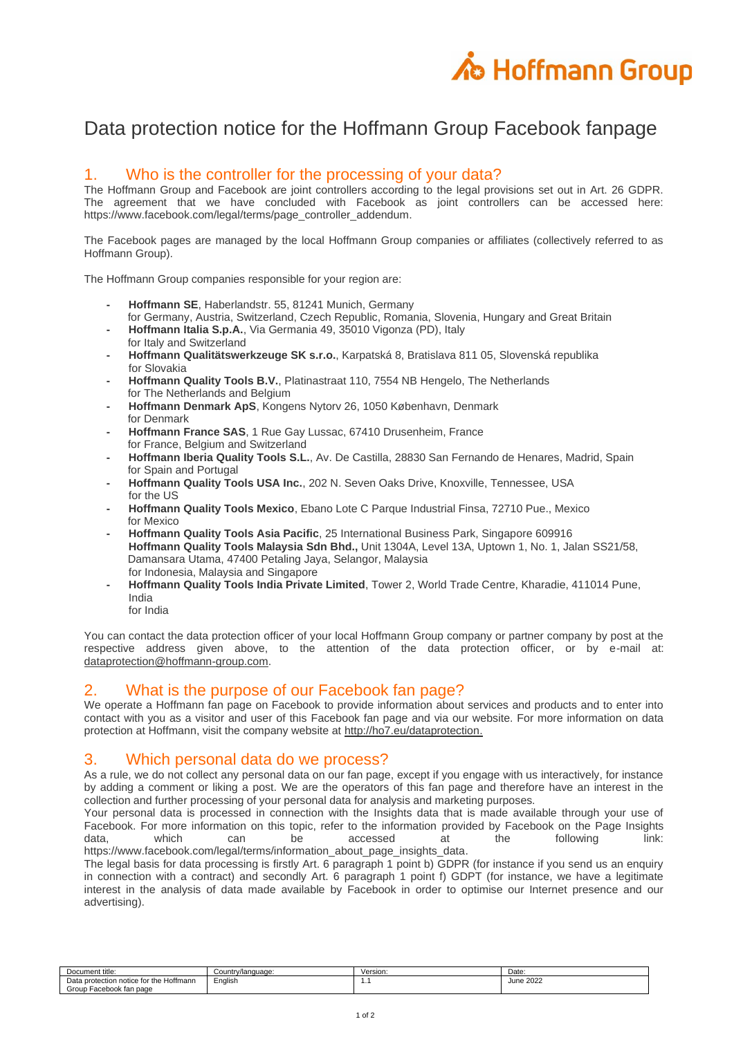# Data protection notice for the Hoffmann Group Facebook fanpage

## 1. Who is the controller for the processing of your data?

The Hoffmann Group and Facebook are joint controllers according to the legal provisions set out in Art. 26 GDPR. The agreement that we have concluded with Facebook as joint controllers can be accessed here: https://www.facebook.com/legal/terms/page_controller_addendum.

The Facebook pages are managed by the local Hoffmann Group companies or affiliates (collectively referred to as Hoffmann Group).

The Hoffmann Group companies responsible for your region are:

- **Hoffmann SE**, Haberlandstr. 55, 81241 Munich, Germany
  for Germany, Austria, Switzerland, Czech Republic, Romania, Slovenia, Hungary and Great Britain
- **Hoffmann Italia S.p.A.**, Via Germania 49, 35010 Vigonza (PD), Italy
  for Italy and Switzerland
- **Hoffmann Qualitätswerkzeuge SK s.r.o.**, Karpatská 8, Bratislava 811 05, Slovenská republika
  for Slovakia
- **Hoffmann Quality Tools B.V.**, Platinastraat 110, 7554 NB Hengelo, The Netherlands
  for The Netherlands and Belgium
- **Hoffmann Denmark ApS**, Kongens Nytorv 26, 1050 København, Denmark
  for Denmark
- **Hoffmann France SAS**, 1 Rue Gay Lussac, 67410 Drusenheim, France
  for France, Belgium and Switzerland
- **Hoffmann Iberia Quality Tools S.L.**, Av. De Castilla, 28830 San Fernando de Henares, Madrid, Spain
  for Spain and Portugal
- **Hoffmann Quality Tools USA Inc.**, 202 N. Seven Oaks Drive, Knoxville, Tennessee, USA
  for the US
- **Hoffmann Quality Tools Mexico**, Ebano Lote C Parque Industrial Finsa, 72710 Pue., Mexico
  for Mexico
- **Hoffmann Quality Tools Asia Pacific**, 25 International Business Park, Singapore 609916
  **Hoffmann Quality Tools Malaysia Sdn Bhd.,** Unit 1304A, Level 13A, Uptown 1, No. 1, Jalan SS21/58, Damansara Utama, 47400 Petaling Jaya, Selangor, Malaysia
  for Indonesia, Malaysia and Singapore
- **Hoffmann Quality Tools India Private Limited**, Tower 2, World Trade Centre, Kharadie, 411014 Pune, India
  for India

You can contact the data protection officer of your local Hoffmann Group company or partner company by post at the respective address given above, to the attention of the data protection officer, or by e-mail at: dataprotection@hoffmann-group.com.

## 2. What is the purpose of our Facebook fan page?

We operate a Hoffmann fan page on Facebook to provide information about services and products and to enter into contact with you as a visitor and user of this Facebook fan page and via our website. For more information on data protection at Hoffmann, visit the company website at http://ho7.eu/dataprotection.

## 3. Which personal data do we process?

As a rule, we do not collect any personal data on our fan page, except if you engage with us interactively, for instance by adding a comment or liking a post. We are the operators of this fan page and therefore have an interest in the collection and further processing of your personal data for analysis and marketing purposes.
Your personal data is processed in connection with the Insights data that is made available through your use of Facebook. For more information on this topic, refer to the information provided by Facebook on the Page Insights data, which can be accessed at the following link: https://www.facebook.com/legal/terms/information_about_page_insights_data.
The legal basis for data processing is firstly Art. 6 paragraph 1 point b) GDPR (for instance if you send us an enquiry in connection with a contract) and secondly Art. 6 paragraph 1 point f) GDPT (for instance, we have a legitimate interest in the analysis of data made available by Facebook in order to optimise our Internet presence and our advertising).

| Document title: | Country/language: | Version: | Date: |
|---|---|---|---|
| Data protection notice for the Hoffmann Group Facebook fan page | English | 1.1 | June 2022 |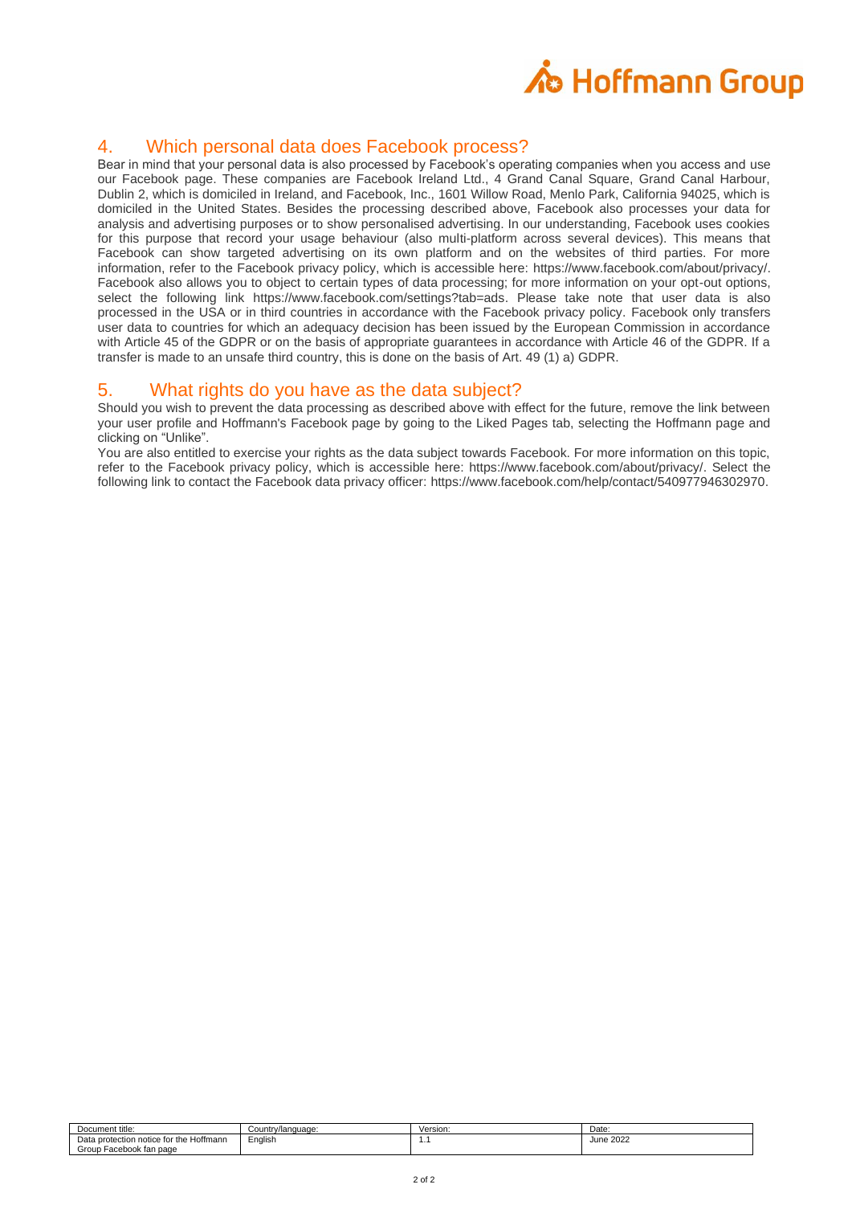## 4. Which personal data does Facebook process?

Bear in mind that your personal data is also processed by Facebook's operating companies when you access and use our Facebook page. These companies are Facebook Ireland Ltd., 4 Grand Canal Square, Grand Canal Harbour, Dublin 2, which is domiciled in Ireland, and Facebook, Inc., 1601 Willow Road, Menlo Park, California 94025, which is domiciled in the United States. Besides the processing described above, Facebook also processes your data for analysis and advertising purposes or to show personalised advertising. In our understanding, Facebook uses cookies for this purpose that record your usage behaviour (also multi-platform across several devices). This means that Facebook can show targeted advertising on its own platform and on the websites of third parties. For more information, refer to the Facebook privacy policy, which is accessible here: https://www.facebook.com/about/privacy/. Facebook also allows you to object to certain types of data processing; for more information on your opt-out options, select the following link https://www.facebook.com/settings?tab=ads. Please take note that user data is also processed in the USA or in third countries in accordance with the Facebook privacy policy. Facebook only transfers user data to countries for which an adequacy decision has been issued by the European Commission in accordance with Article 45 of the GDPR or on the basis of appropriate guarantees in accordance with Article 46 of the GDPR. If a transfer is made to an unsafe third country, this is done on the basis of Art. 49 (1) a) GDPR.

## 5. What rights do you have as the data subject?

Should you wish to prevent the data processing as described above with effect for the future, remove the link between your user profile and Hoffmann's Facebook page by going to the Liked Pages tab, selecting the Hoffmann page and clicking on "Unlike".

You are also entitled to exercise your rights as the data subject towards Facebook. For more information on this topic, refer to the Facebook privacy policy, which is accessible here: https://www.facebook.com/about/privacy/. Select the following link to contact the Facebook data privacy officer: https://www.facebook.com/help/contact/540977946302970.

| Document title: | Country/language: | Version: | Date: |
|---|---|---|---|
| Data protection notice for the Hoffmann Group Facebook fan page | English | 1.1 | June 2022 |